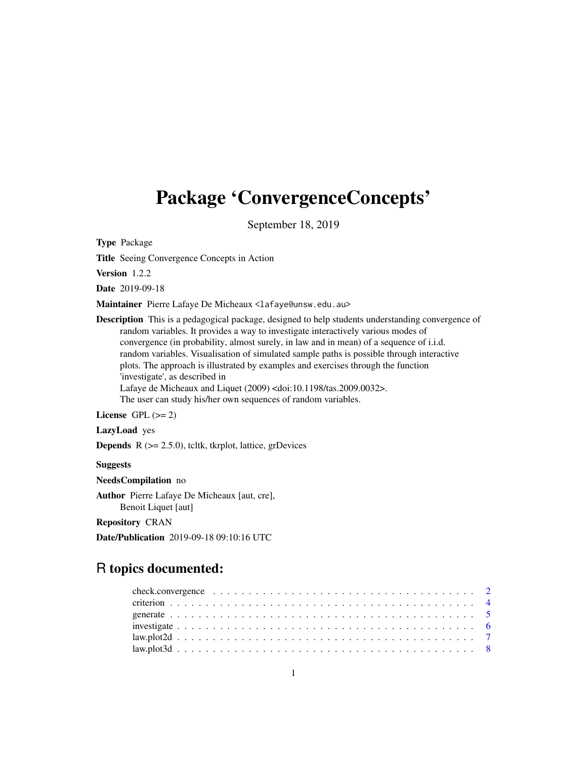# Package 'ConvergenceConcepts'

September 18, 2019

**Type** Package

**Title** Seeing Convergence Concepts in Action

**Version** 1.2.2

**Date** 2019-09-18

**Maintainer** Pierre Lafaye De Micheaux <lafaye@unsw.edu.au>

**Description** This is a pedagogical package, designed to help students understanding convergence of random variables. It provides a way to investigate interactively various modes of convergence (in probability, almost surely, in law and in mean) of a sequence of i.i.d. random variables. Visualisation of simulated sample paths is possible through interactive plots. The approach is illustrated by examples and exercises through the function 'investigate', as described in Lafaye de Micheaux and Liquet (2009) <doi:10.1198/tas.2009.0032>. The user can study his/her own sequences of random variables.

**License** GPL (>= 2)

**LazyLoad** yes

**Depends** R (>= 2.5.0), tcltk, tkrplot, lattice, grDevices

**Suggests**

**NeedsCompilation** no

**Author** Pierre Lafaye De Micheaux [aut, cre], Benoit Liquet [aut]

**Repository** CRAN

**Date/Publication** 2019-09-18 09:10:16 UTC

## R topics documented:

- check.convergence . . . . . . . . . . . . . . . . . . . . . . . . . . . . . . . . . . . . 2
- criterion . . . . . . . . . . . . . . . . . . . . . . . . . . . . . . . . . . . . . . . . . . 4
- generate . . . . . . . . . . . . . . . . . . . . . . . . . . . . . . . . . . . . . . . . . . 5
- investigate . . . . . . . . . . . . . . . . . . . . . . . . . . . . . . . . . . . . . . . . . 6
- law.plot2d . . . . . . . . . . . . . . . . . . . . . . . . . . . . . . . . . . . . . . . . . 7
- law.plot3d . . . . . . . . . . . . . . . . . . . . . . . . . . . . . . . . . . . . . . . . . 8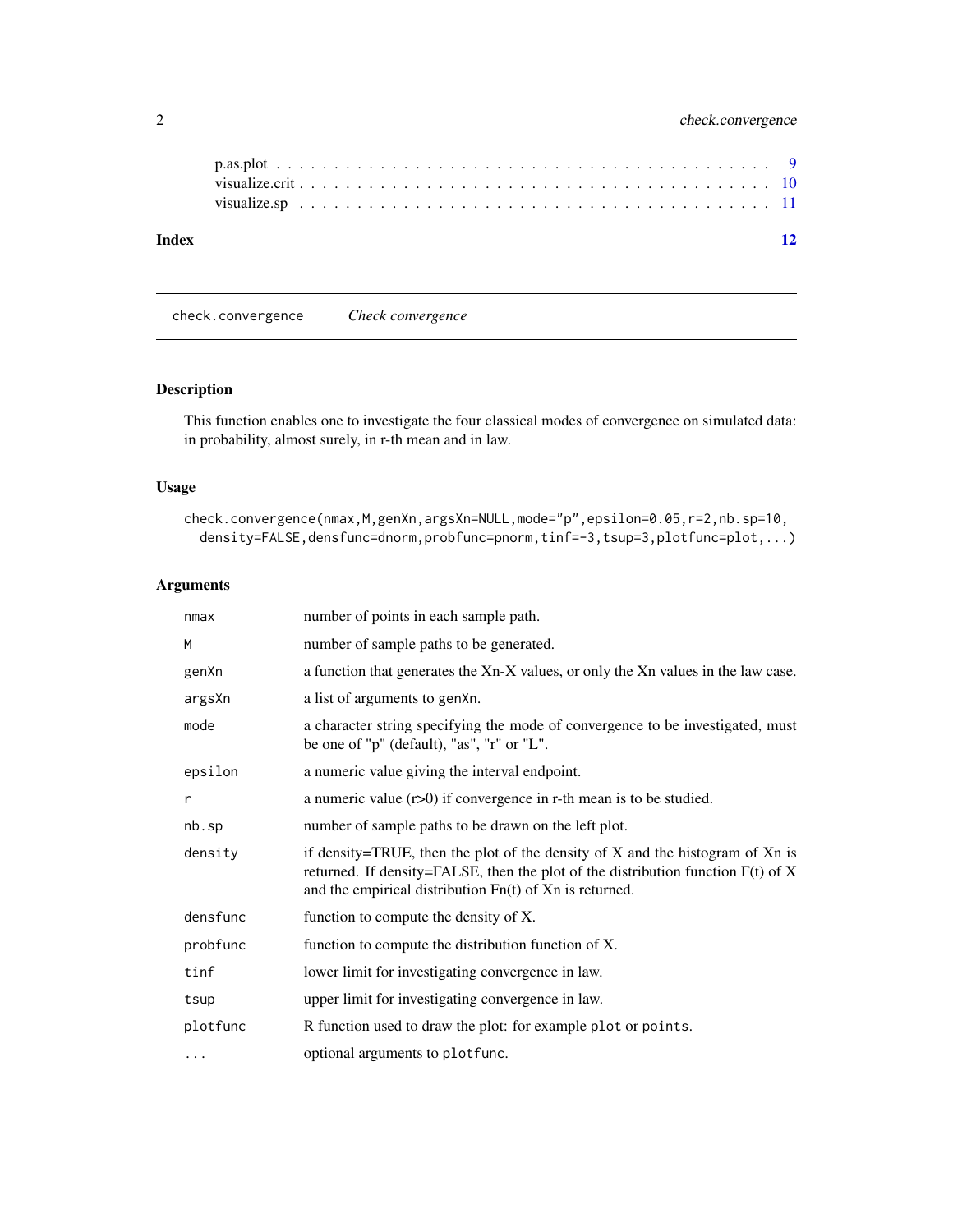p.as.plot . . . . . . . . . . . . . . . . . . . . . . . . . . . . . . . . . . . . . . . . 9
visualize.crit . . . . . . . . . . . . . . . . . . . . . . . . . . . . . . . . . . . . . . 10
visualize.sp . . . . . . . . . . . . . . . . . . . . . . . . . . . . . . . . . . . . . . . 11

**Index** **12**

---

`check.convergence` *Check convergence*

---

## Description

This function enables one to investigate the four classical modes of convergence on simulated data: in probability, almost surely, in r-th mean and in law.

## Usage

```
check.convergence(nmax,M,genXn,argsXn=NULL,mode="p",epsilon=0.05,r=2,nb.sp=10,
  density=FALSE,densfunc=dnorm,probfunc=pnorm,tinf=-3,tsup=3,plotfunc=plot,...)
```

## Arguments

| | |
|---|---|
| `nmax` | number of points in each sample path. |
| `M` | number of sample paths to be generated. |
| `genXn` | a function that generates the Xn-X values, or only the Xn values in the law case. |
| `argsXn` | a list of arguments to `genXn`. |
| `mode` | a character string specifying the mode of convergence to be investigated, must be one of "p" (default), "as", "r" or "L". |
| `epsilon` | a numeric value giving the interval endpoint. |
| `r` | a numeric value (r>0) if convergence in r-th mean is to be studied. |
| `nb.sp` | number of sample paths to be drawn on the left plot. |
| `density` | if density=TRUE, then the plot of the density of X and the histogram of Xn is returned. If density=FALSE, then the plot of the distribution function F(t) of X and the empirical distribution Fn(t) of Xn is returned. |
| `densfunc` | function to compute the density of X. |
| `probfunc` | function to compute the distribution function of X. |
| `tinf` | lower limit for investigating convergence in law. |
| `tsup` | upper limit for investigating convergence in law. |
| `plotfunc` | R function used to draw the plot: for example `plot` or `points`. |
| `...` | optional arguments to `plotfunc`. |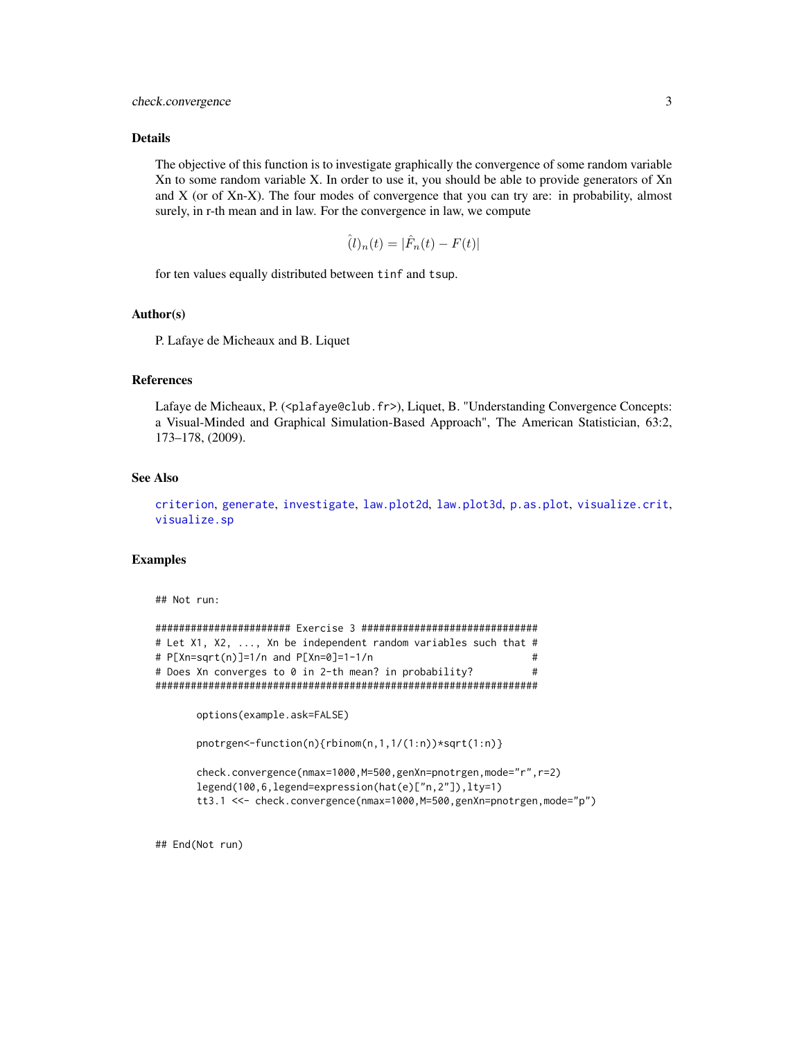### Details

The objective of this function is to investigate graphically the convergence of some random variable Xn to some random variable X. In order to use it, you should be able to provide generators of Xn and X (or of Xn-X). The four modes of convergence that you can try are: in probability, almost surely, in r-th mean and in law. For the convergence in law, we compute

$$\hat{(l)}_n(t) = |\hat{F}_n(t) - F(t)|$$

for ten values equally distributed between `tinf` and `tsup`.

### Author(s)

P. Lafaye de Micheaux and B. Liquet

### References

Lafaye de Micheaux, P. (<plafaye@club.fr>), Liquet, B. "Understanding Convergence Concepts: a Visual-Minded and Graphical Simulation-Based Approach", The American Statistician, 63:2, 173–178, (2009).

### See Also

criterion, generate, investigate, law.plot2d, law.plot3d, p.as.plot, visualize.crit, visualize.sp

### Examples

```
## Not run:

####################### Exercise 3 ##############################
# Let X1, X2, ..., Xn be independent random variables such that #
# P[Xn=sqrt(n)]=1/n and P[Xn=0]=1-1/n                           #
# Does Xn converges to 0 in 2-th mean? in probability?          #
#################################################################

       options(example.ask=FALSE)

       pnotrgen<-function(n){rbinom(n,1,1/(1:n))*sqrt(1:n)}

       check.convergence(nmax=1000,M=500,genXn=pnotrgen,mode="r",r=2)
       legend(100,6,legend=expression(hat(e)["n,2"]),lty=1)
       tt3.1 <<- check.convergence(nmax=1000,M=500,genXn=pnotrgen,mode="p")


## End(Not run)
```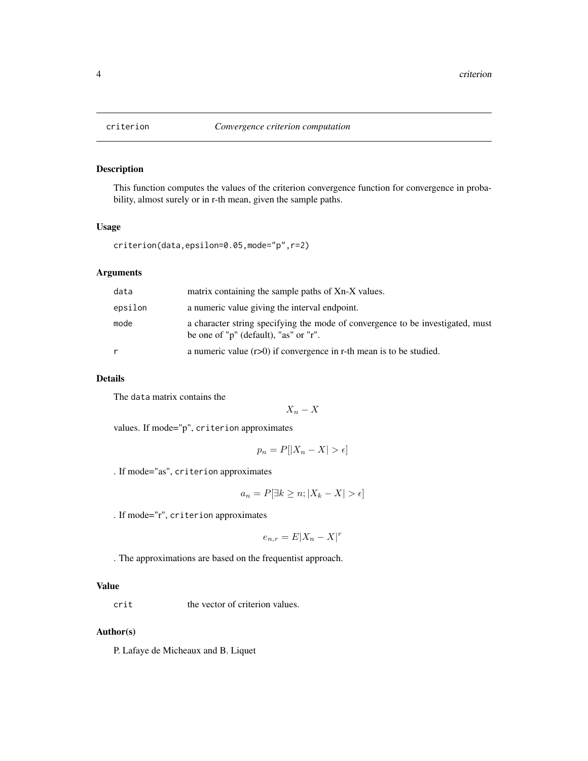# criterion — *Convergence criterion computation*

## Description

This function computes the values of the criterion convergence function for convergence in probability, almost surely or in r-th mean, given the sample paths.

## Usage

```
criterion(data,epsilon=0.05,mode="p",r=2)
```

## Arguments

| | |
|---|---|
| `data` | matrix containing the sample paths of Xn-X values. |
| `epsilon` | a numeric value giving the interval endpoint. |
| `mode` | a character string specifying the mode of convergence to be investigated, must be one of "p" (default), "as" or "r". |
| `r` | a numeric value (r>0) if convergence in r-th mean is to be studied. |

## Details

The `data` matrix contains the

$$X_n - X$$

values. If mode="p", `criterion` approximates

$$p_n = P[|X_n - X| > \epsilon]$$

. If mode="as", `criterion` approximates

$$a_n = P[\exists k \geq n; |X_k - X| > \epsilon]$$

. If mode="r", `criterion` approximates

$$e_{n,r} = E|X_n - X|^r$$

. The approximations are based on the frequentist approach.

## Value

| | |
|---|---|
| `crit` | the vector of criterion values. |

## Author(s)

P. Lafaye de Micheaux and B. Liquet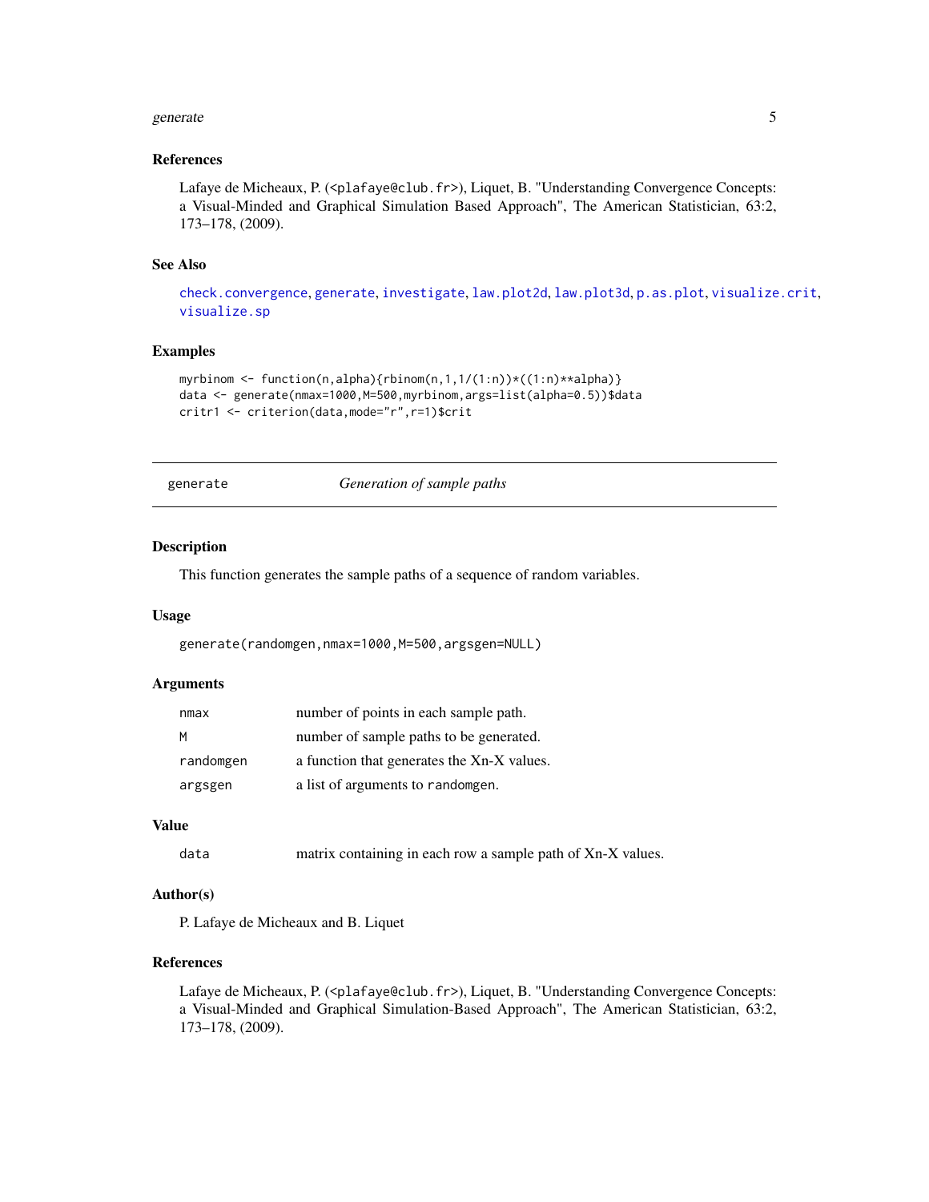### References

Lafaye de Micheaux, P. (<plafaye@club.fr>), Liquet, B. "Understanding Convergence Concepts: a Visual-Minded and Graphical Simulation Based Approach", The American Statistician, 63:2, 173–178, (2009).

### See Also

check.convergence, generate, investigate, law.plot2d, law.plot3d, p.as.plot, visualize.crit, visualize.sp

### Examples

```
myrbinom <- function(n,alpha){rbinom(n,1,1/(1:n))*((1:n)**alpha)}
data <- generate(nmax=1000,M=500,myrbinom,args=list(alpha=0.5))$data
critr1 <- criterion(data,mode="r",r=1)$crit
```

---

## generate — *Generation of sample paths*

### Description

This function generates the sample paths of a sequence of random variables.

### Usage

```
generate(randomgen,nmax=1000,M=500,argsgen=NULL)
```

### Arguments

| | |
|---|---|
| nmax | number of points in each sample path. |
| M | number of sample paths to be generated. |
| randomgen | a function that generates the Xn-X values. |
| argsgen | a list of arguments to randomgen. |

### Value

| | |
|---|---|
| data | matrix containing in each row a sample path of Xn-X values. |

### Author(s)

P. Lafaye de Micheaux and B. Liquet

### References

Lafaye de Micheaux, P. (<plafaye@club.fr>), Liquet, B. "Understanding Convergence Concepts: a Visual-Minded and Graphical Simulation-Based Approach", The American Statistician, 63:2, 173–178, (2009).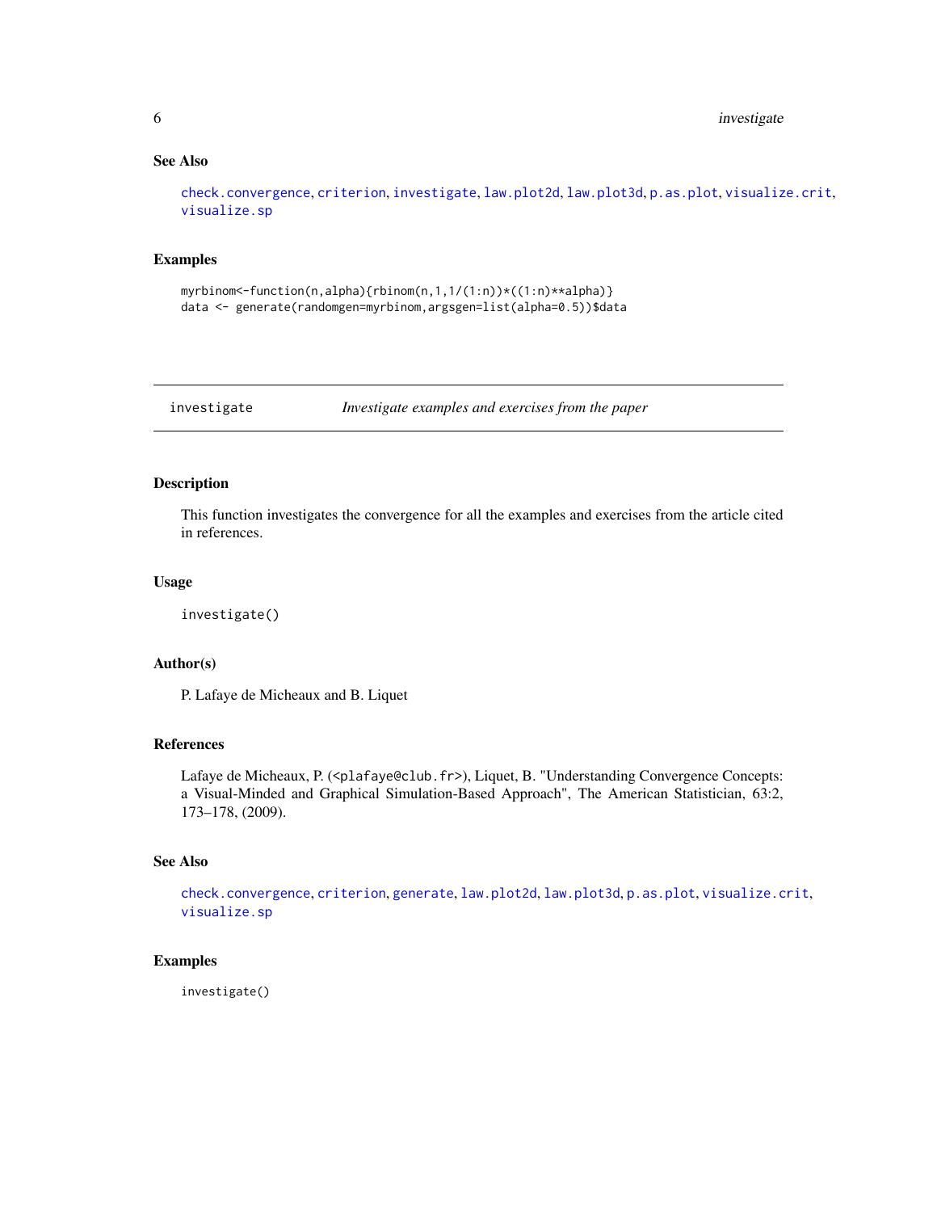### See Also

check.convergence, criterion, investigate, law.plot2d, law.plot3d, p.as.plot, visualize.crit, visualize.sp

### Examples

```
myrbinom<-function(n,alpha){rbinom(n,1,1/(1:n))*((1:n)**alpha)}
data <- generate(randomgen=myrbinom,argsgen=list(alpha=0.5))$data
```

---

## investigate — *Investigate examples and exercises from the paper*

---

### Description

This function investigates the convergence for all the examples and exercises from the article cited in references.

### Usage

```
investigate()
```

### Author(s)

P. Lafaye de Micheaux and B. Liquet

### References

Lafaye de Micheaux, P. (<plafaye@club.fr>), Liquet, B. "Understanding Convergence Concepts: a Visual-Minded and Graphical Simulation-Based Approach", The American Statistician, 63:2, 173–178, (2009).

### See Also

check.convergence, criterion, generate, law.plot2d, law.plot3d, p.as.plot, visualize.crit, visualize.sp

### Examples

```
investigate()
```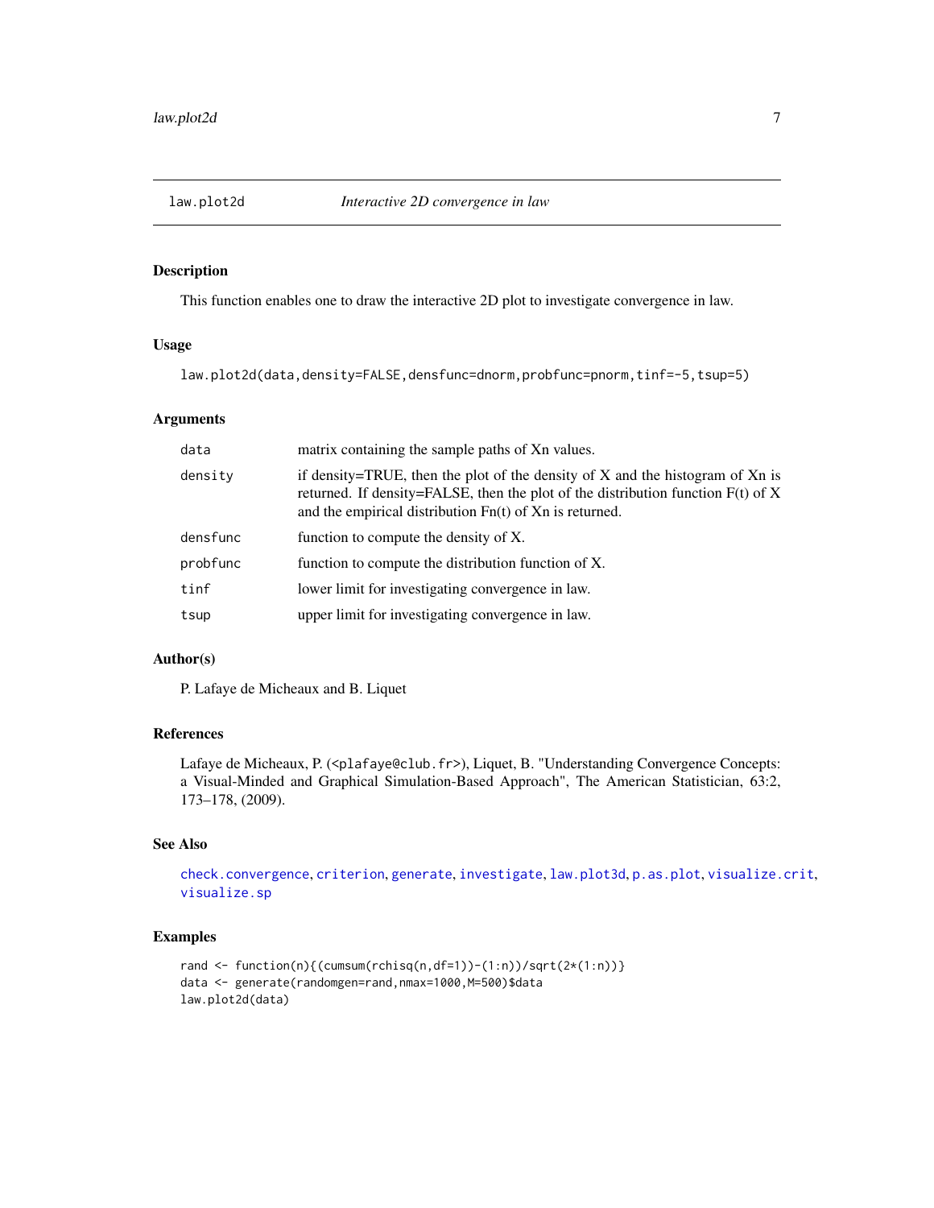`law.plot2d` *Interactive 2D convergence in law*

## Description

This function enables one to draw the interactive 2D plot to investigate convergence in law.

## Usage

```
law.plot2d(data,density=FALSE,densfunc=dnorm,probfunc=pnorm,tinf=-5,tsup=5)
```

## Arguments

| | |
|---|---|
| `data` | matrix containing the sample paths of Xn values. |
| `density` | if density=TRUE, then the plot of the density of X and the histogram of Xn is returned. If density=FALSE, then the plot of the distribution function F(t) of X and the empirical distribution Fn(t) of Xn is returned. |
| `densfunc` | function to compute the density of X. |
| `probfunc` | function to compute the distribution function of X. |
| `tinf` | lower limit for investigating convergence in law. |
| `tsup` | upper limit for investigating convergence in law. |

## Author(s)

P. Lafaye de Micheaux and B. Liquet

## References

Lafaye de Micheaux, P. (<plafaye@club.fr>), Liquet, B. "Understanding Convergence Concepts: a Visual-Minded and Graphical Simulation-Based Approach", The American Statistician, 63:2, 173–178, (2009).

## See Also

`check.convergence`, `criterion`, `generate`, `investigate`, `law.plot3d`, `p.as.plot`, `visualize.crit`, `visualize.sp`

## Examples

```
rand <- function(n){(cumsum(rchisq(n,df=1))-(1:n))/sqrt(2*(1:n))}
data <- generate(randomgen=rand,nmax=1000,M=500)$data
law.plot2d(data)
```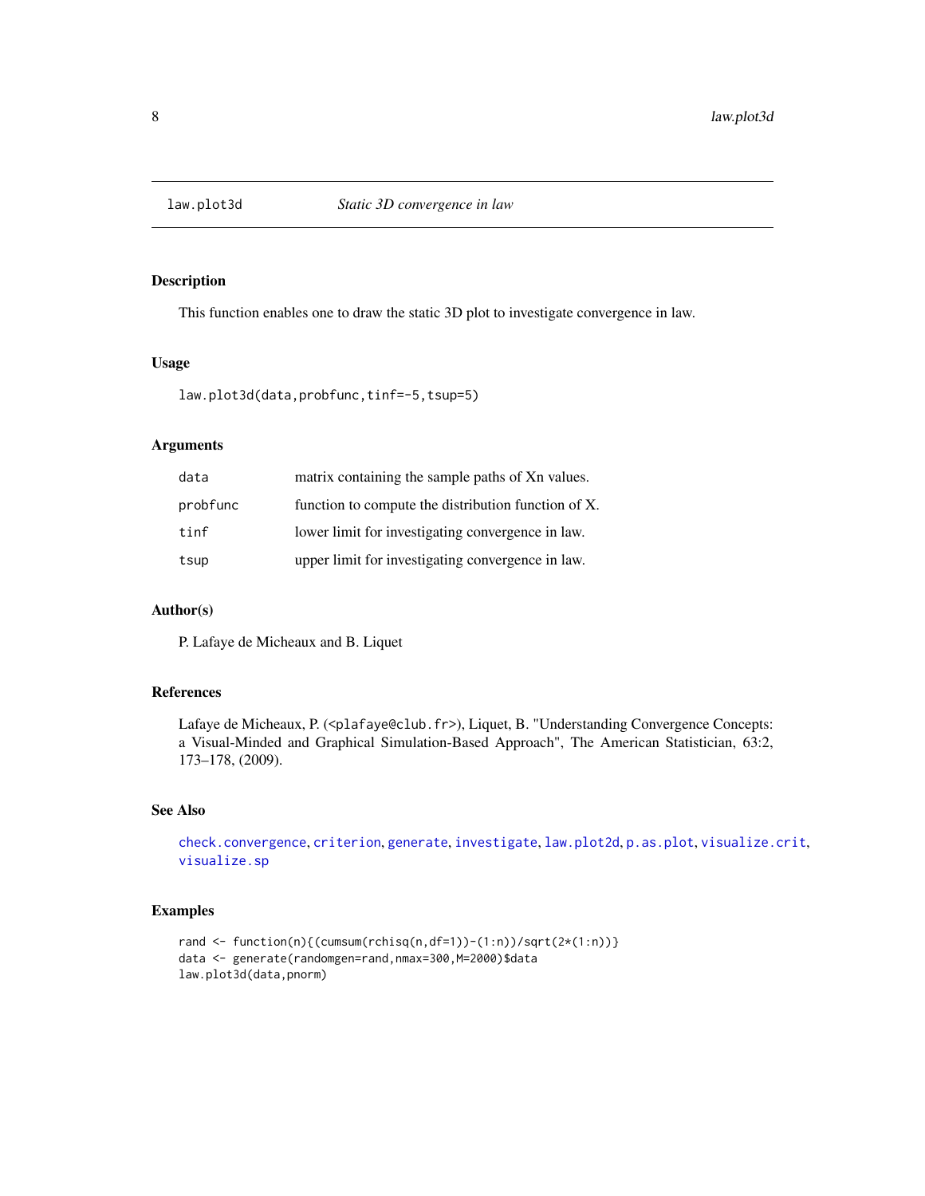`law.plot3d` *Static 3D convergence in law*

## Description

This function enables one to draw the static 3D plot to investigate convergence in law.

## Usage

```
law.plot3d(data,probfunc,tinf=-5,tsup=5)
```

## Arguments

| | |
|---|---|
| `data` | matrix containing the sample paths of Xn values. |
| `probfunc` | function to compute the distribution function of X. |
| `tinf` | lower limit for investigating convergence in law. |
| `tsup` | upper limit for investigating convergence in law. |

## Author(s)

P. Lafaye de Micheaux and B. Liquet

## References

Lafaye de Micheaux, P. (<plafaye@club.fr>), Liquet, B. "Understanding Convergence Concepts: a Visual-Minded and Graphical Simulation-Based Approach", The American Statistician, 63:2, 173–178, (2009).

## See Also

`check.convergence`, `criterion`, `generate`, `investigate`, `law.plot2d`, `p.as.plot`, `visualize.crit`, `visualize.sp`

## Examples

```
rand <- function(n){(cumsum(rchisq(n,df=1))-(1:n))/sqrt(2*(1:n))}
data <- generate(randomgen=rand,nmax=300,M=2000)$data
law.plot3d(data,pnorm)
```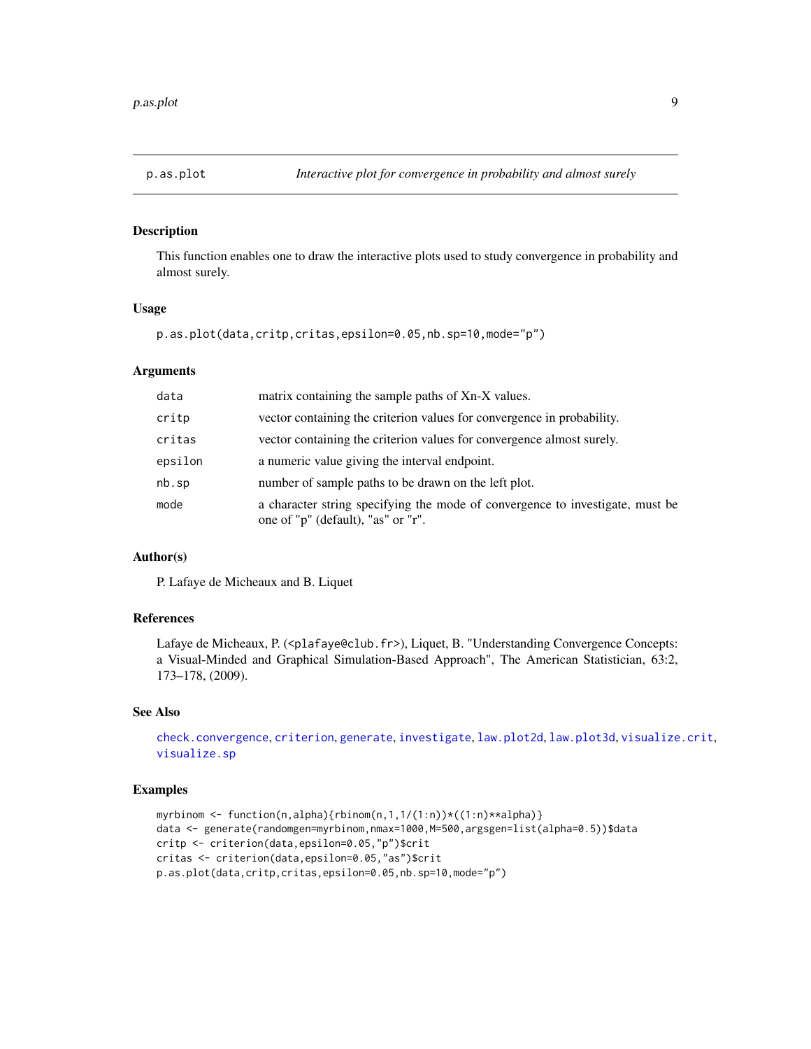## p.as.plot — *Interactive plot for convergence in probability and almost surely*

### Description

This function enables one to draw the interactive plots used to study convergence in probability and almost surely.

### Usage

```
p.as.plot(data,critp,critas,epsilon=0.05,nb.sp=10,mode="p")
```

### Arguments

| | |
|---|---|
| data | matrix containing the sample paths of Xn-X values. |
| critp | vector containing the criterion values for convergence in probability. |
| critas | vector containing the criterion values for convergence almost surely. |
| epsilon | a numeric value giving the interval endpoint. |
| nb.sp | number of sample paths to be drawn on the left plot. |
| mode | a character string specifying the mode of convergence to investigate, must be one of "p" (default), "as" or "r". |

### Author(s)

P. Lafaye de Micheaux and B. Liquet

### References

Lafaye de Micheaux, P. (<plafaye@club.fr>), Liquet, B. "Understanding Convergence Concepts: a Visual-Minded and Graphical Simulation-Based Approach", The American Statistician, 63:2, 173–178, (2009).

### See Also

check.convergence, criterion, generate, investigate, law.plot2d, law.plot3d, visualize.crit, visualize.sp

### Examples

```
myrbinom <- function(n,alpha){rbinom(n,1,1/(1:n))*((1:n)**alpha)}
data <- generate(randomgen=myrbinom,nmax=1000,M=500,argsgen=list(alpha=0.5))$data
critp <- criterion(data,epsilon=0.05,"p")$crit
critas <- criterion(data,epsilon=0.05,"as")$crit
p.as.plot(data,critp,critas,epsilon=0.05,nb.sp=10,mode="p")
```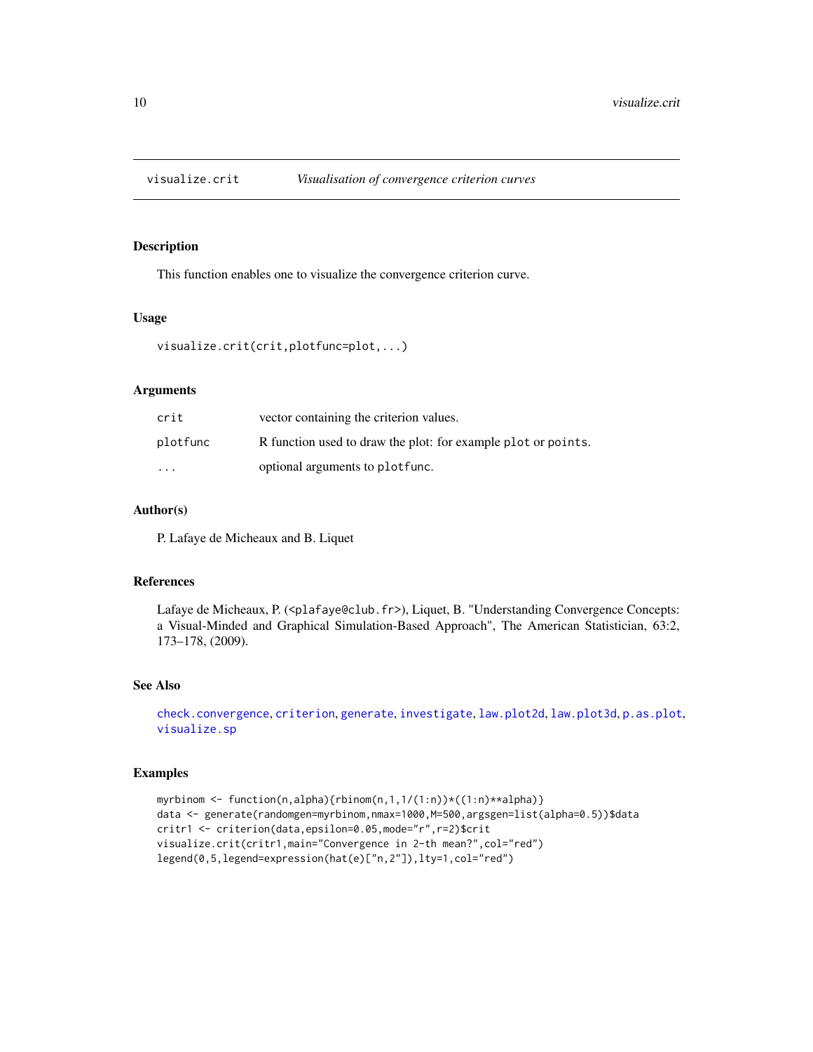## visualize.crit — *Visualisation of convergence criterion curves*

### Description

This function enables one to visualize the convergence criterion curve.

### Usage

```
visualize.crit(crit,plotfunc=plot,...)
```

### Arguments

| | |
|---|---|
| crit | vector containing the criterion values. |
| plotfunc | R function used to draw the plot: for example plot or points. |
| ... | optional arguments to plotfunc. |

### Author(s)

P. Lafaye de Micheaux and B. Liquet

### References

Lafaye de Micheaux, P. (<plafaye@club.fr>), Liquet, B. "Understanding Convergence Concepts: a Visual-Minded and Graphical Simulation-Based Approach", The American Statistician, 63:2, 173–178, (2009).

### See Also

check.convergence, criterion, generate, investigate, law.plot2d, law.plot3d, p.as.plot, visualize.sp

### Examples

```
myrbinom <- function(n,alpha){rbinom(n,1,1/(1:n))*((1:n)**alpha)}
data <- generate(randomgen=myrbinom,nmax=1000,M=500,argsgen=list(alpha=0.5))$data
critr1 <- criterion(data,epsilon=0.05,mode="r",r=2)$crit
visualize.crit(critr1,main="Convergence in 2-th mean?",col="red")
legend(0,5,legend=expression(hat(e)["n,2"]),lty=1,col="red")
```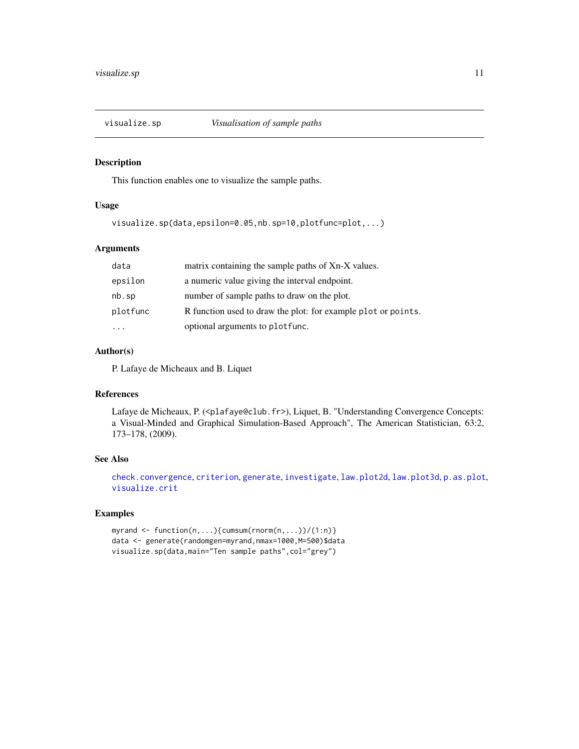## visualize.sp — *Visualisation of sample paths*

### Description

This function enables one to visualize the sample paths.

### Usage

```
visualize.sp(data,epsilon=0.05,nb.sp=10,plotfunc=plot,...)
```

### Arguments

| | |
|---|---|
| `data` | matrix containing the sample paths of Xn-X values. |
| `epsilon` | a numeric value giving the interval endpoint. |
| `nb.sp` | number of sample paths to draw on the plot. |
| `plotfunc` | R function used to draw the plot: for example `plot` or `points`. |
| `...` | optional arguments to `plotfunc`. |

### Author(s)

P. Lafaye de Micheaux and B. Liquet

### References

Lafaye de Micheaux, P. (<plafaye@club.fr>), Liquet, B. "Understanding Convergence Concepts: a Visual-Minded and Graphical Simulation-Based Approach", The American Statistician, 63:2, 173–178, (2009).

### See Also

`check.convergence`, `criterion`, `generate`, `investigate`, `law.plot2d`, `law.plot3d`, `p.as.plot`, `visualize.crit`

### Examples

```
myrand <- function(n,...){cumsum(rnorm(n,...))/(1:n)}
data <- generate(randomgen=myrand,nmax=1000,M=500)$data
visualize.sp(data,main="Ten sample paths",col="grey")
```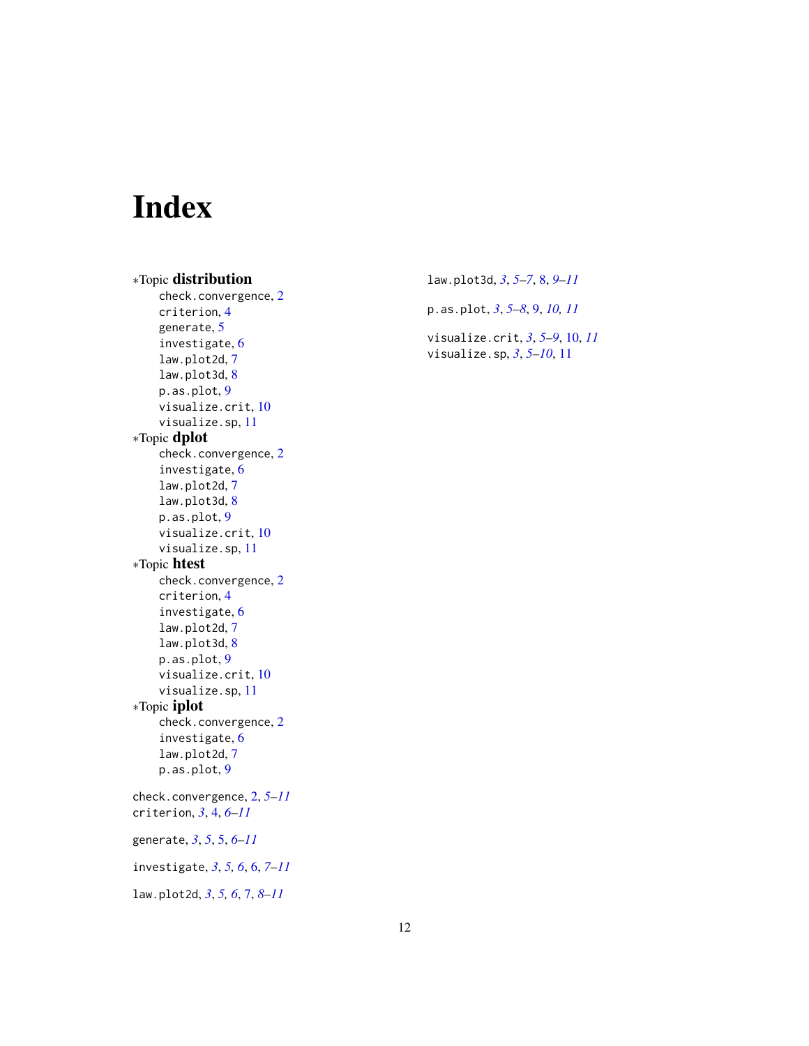# Index

∗Topic **distribution**
- check.convergence, 2
- criterion, 4
- generate, 5
- investigate, 6
- law.plot2d, 7
- law.plot3d, 8
- p.as.plot, 9
- visualize.crit, 10
- visualize.sp, 11

∗Topic **dplot**
- check.convergence, 2
- investigate, 6
- law.plot2d, 7
- law.plot3d, 8
- p.as.plot, 9
- visualize.crit, 10
- visualize.sp, 11

∗Topic **htest**
- check.convergence, 2
- criterion, 4
- investigate, 6
- law.plot2d, 7
- law.plot3d, 8
- p.as.plot, 9
- visualize.crit, 10
- visualize.sp, 11

∗Topic **iplot**
- check.convergence, 2
- investigate, 6
- law.plot2d, 7
- p.as.plot, 9

check.convergence, 2, *5–11*
criterion, *3*, 4, *6–11*

generate, *3*, *5*, 5, *6–11*

investigate, *3*, *5, 6*, 6, *7–11*

law.plot2d, *3*, *5, 6*, 7, *8–11*

law.plot3d, *3*, *5–7*, 8, *9–11*

p.as.plot, *3*, *5–8*, 9, *10, 11*

visualize.crit, *3*, *5–9*, 10, *11*
visualize.sp, *3*, *5–10*, 11